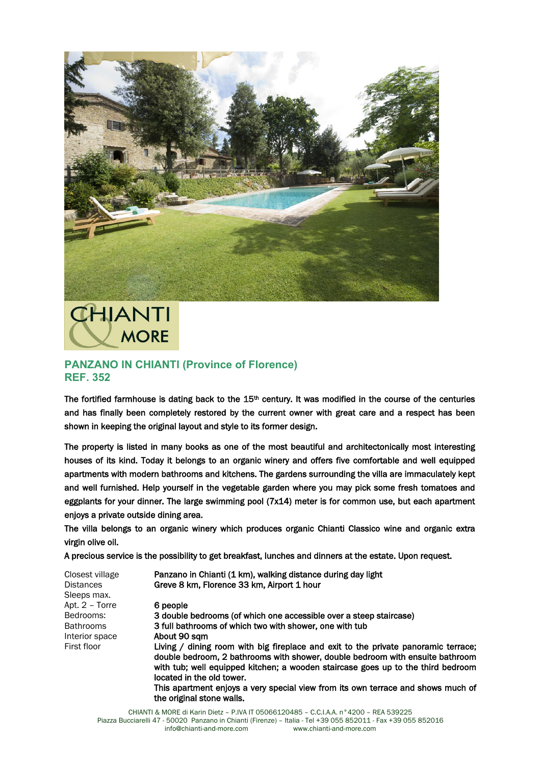## PANZANO IN CHIANTI (Province of Florence)
## REF. 352

The fortified farmhouse is dating back to the 15th century. It was modified in the course of the centuries and has finally been completely restored by the current owner with great care and a respect has been shown in keeping the original layout and style to its former design.

The property is listed in many books as one of the most beautiful and architectonically most interesting houses of its kind. Today it belongs to an organic winery and offers five comfortable and well equipped apartments with modern bathrooms and kitchens. The gardens surrounding the villa are immaculately kept and well furnished. Help yourself in the vegetable garden where you may pick some fresh tomatoes and eggplants for your dinner. The large swimming pool (7x14) meter is for common use, but each apartment enjoys a private outside dining area.

The villa belongs to an organic winery which produces organic Chianti Classico wine and organic extra virgin olive oil.

A precious service is the possibility to get breakfast, lunches and dinners at the estate. Upon request.

| | |
|---|---|
| Closest village | Panzano in Chianti (1 km), walking distance during day light |
| Distances | Greve 8 km, Florence 33 km, Airport 1 hour |
| Sleeps max. | |
| Apt. 2 – Torre | 6 people |
| Bedrooms: | 3 double bedrooms (of which one accessible over a steep staircase) |
| Bathrooms | 3 full bathrooms of which two with shower, one with tub |
| Interior space | About 90 sqm |
| First floor | Living / dining room with big fireplace and exit to the private panoramic terrace; double bedroom, 2 bathrooms with shower, double bedroom with ensuite bathroom with tub; well equipped kitchen; a wooden staircase goes up to the third bedroom located in the old tower. This apartment enjoys a very special view from its own terrace and shows much of the original stone walls. |

CHIANTI & MORE di Karin Dietz – P.IVA IT 05066120485 – C.C.I.A.A. n°4200 – REA 539225
Piazza Bucciarelli 47 - 50020 Panzano in Chianti (Firenze) – Italia - Tel +39 055 852011 - Fax +39 055 852016
info@chianti-and-more.com www.chianti-and-more.com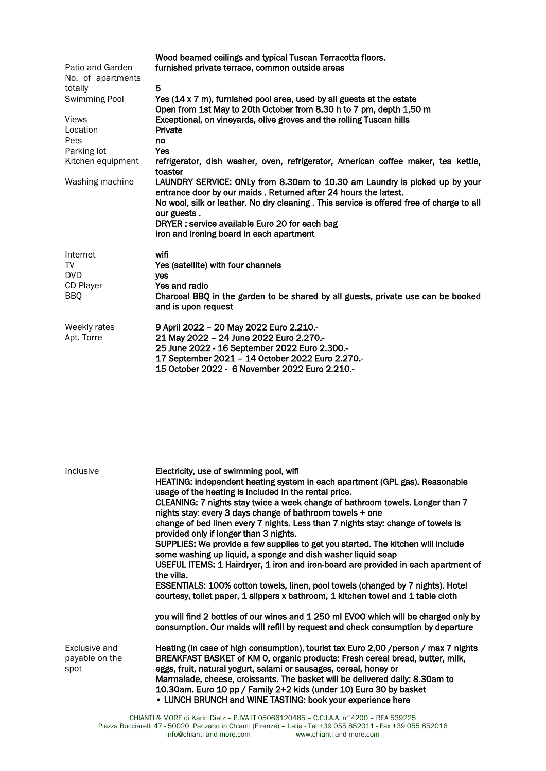| | |
|---|---|
| | Wood beamed ceilings and typical Tuscan Terracotta floors. |
| Patio and Garden | furnished private terrace, common outside areas |
| No. of apartments totally | 5 |
| Swimming Pool | Yes (14 x 7 m), furnished pool area, used by all guests at the estate<br>Open from 1st May to 20th October from 8.30 h to 7 pm, depth 1,50 m |
| Views | Exceptional, on vineyards, olive groves and the rolling Tuscan hills |
| Location | Private |
| Pets | no |
| Parking lot | Yes |
| Kitchen equipment | refrigerator, dish washer, oven, refrigerator, American coffee maker, tea kettle, toaster |
| Washing machine | LAUNDRY SERVICE: ONLy from 8.30am to 10.30 am Laundry is picked up by your entrance door by our maids . Returned after 24 hours the latest.<br>No wool, silk or leather. No dry cleaning . This service is offered free of charge to all our guests .<br>DRYER : service available Euro 20 for each bag<br>iron and ironing board in each apartment |
| Internet | wifi |
| TV | Yes (satellite) with four channels |
| DVD | yes |
| CD-Player | Yes and radio |
| BBQ | Charcoal BBQ in the garden to be shared by all guests, private use can be booked and is upon request |
| Weekly rates Apt. Torre | 9 April 2022 – 20 May 2022 Euro 2.210.-<br>21 May 2022 – 24 June 2022 Euro 2.270.-<br>25 June 2022 - 16 September 2022 Euro 2.300.-<br>17 September 2021 – 14 October 2022 Euro 2.270.-<br>15 October 2022 - 6 November 2022 Euro 2.210.- |
| Inclusive | Electricity, use of swimming pool, wifi<br>HEATING: independent heating system in each apartment (GPL gas). Reasonable usage of the heating is included in the rental price.<br>CLEANING: 7 nights stay twice a week change of bathroom towels. Longer than 7 nights stay: every 3 days change of bathroom towels + one change of bed linen every 7 nights. Less than 7 nights stay: change of towels is provided only if longer than 3 nights.<br>SUPPLIES: We provide a few supplies to get you started. The kitchen will include some washing up liquid, a sponge and dish washer liquid soap<br>USEFUL ITEMS: 1 Hairdryer, 1 iron and iron-board are provided in each apartment of the villa.<br>ESSENTIALS: 100% cotton towels, linen, pool towels (changed by 7 nights). Hotel courtesy, toilet paper, 1 slippers x bathroom, 1 kitchen towel and 1 table cloth<br><br>you will find 2 bottles of our wines and 1 250 ml EVOO which will be charged only by consumption. Our maids will refill by request and check consumption by departure |
| Exclusive and payable on the spot | Heating (in case of high consumption), tourist tax Euro 2,00 /person / max 7 nights<br>BREAKFAST BASKET of KM 0, organic products: Fresh cereal bread, butter, milk, eggs, fruit, natural yogurt, salami or sausages, cereal, honey or Marmalade, cheese, croissants. The basket will be delivered daily: 8.30am to 10.30am. Euro 10 pp / Family 2+2 kids (under 10) Euro 30 by basket<br>• LUNCH BRUNCH and WINE TASTING: book your experience here |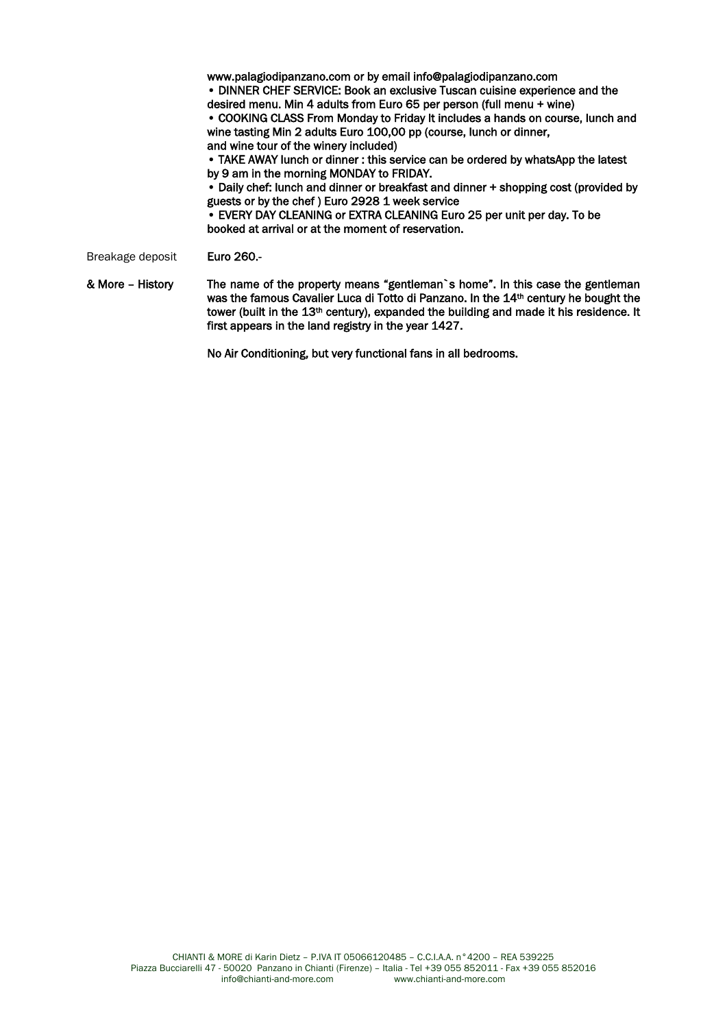**www.palagiodipanzano.com or by email info@palagiodipanzano.com**
**• DINNER CHEF SERVICE: Book an exclusive Tuscan cuisine experience and the desired menu. Min 4 adults from Euro 65 per person (full menu + wine)**
**• COOKING CLASS From Monday to Friday It includes a hands on course, lunch and wine tasting Min 2 adults Euro 100,00 pp (course, lunch or dinner, and wine tour of the winery included)**
**• TAKE AWAY lunch or dinner : this service can be ordered by whatsApp the latest by 9 am in the morning MONDAY to FRIDAY.**
**• Daily chef: lunch and dinner or breakfast and dinner + shopping cost (provided by guests or by the chef ) Euro 2928 1 week service**
**• EVERY DAY CLEANING or EXTRA CLEANING Euro 25 per unit per day. To be booked at arrival or at the moment of reservation.**

Breakage deposit **Euro 260.-**

**& More – History** **The name of the property means "gentleman`s home". In this case the gentleman was the famous Cavalier Luca di Totto di Panzano. In the 14th century he bought the tower (built in the 13th century), expanded the building and made it his residence. It first appears in the land registry in the year 1427.**

**No Air Conditioning, but very functional fans in all bedrooms.**